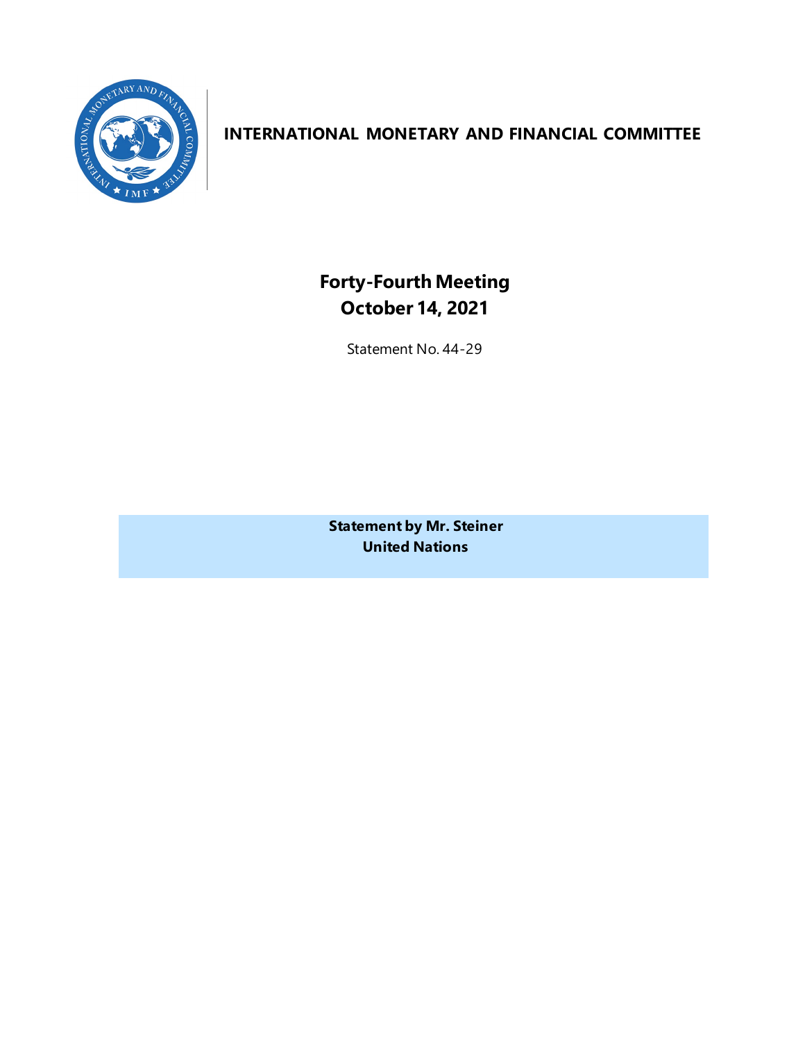# INTERNATIONAL MONETARY AND FINANCIAL COMMITTEE

## Forty-Fourth Meeting
## October 14, 2021

Statement No. 44-29

**Statement by Mr. Steiner**
**United Nations**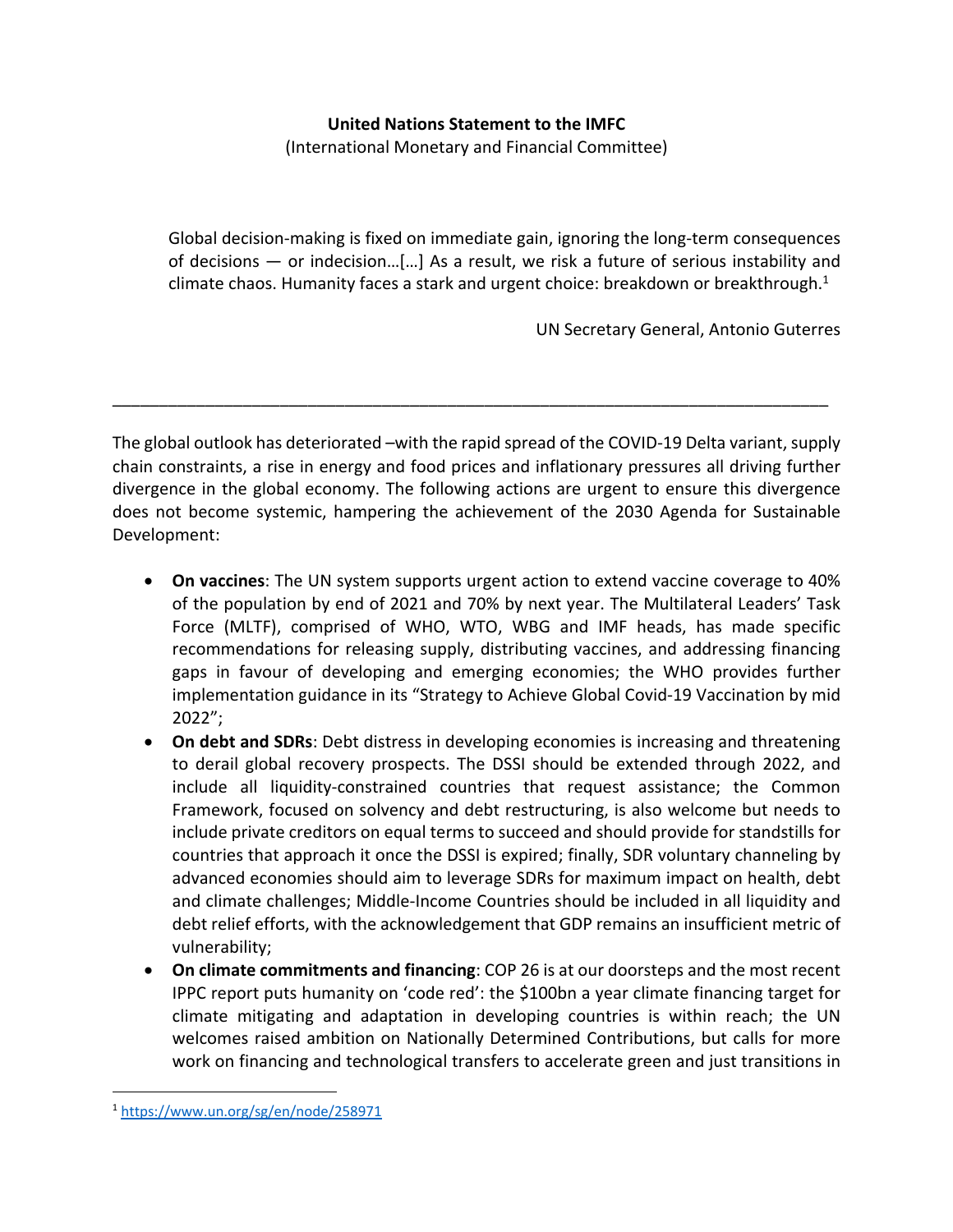**United Nations Statement to the IMFC**
(International Monetary and Financial Committee)

> Global decision-making is fixed on immediate gain, ignoring the long-term consequences of decisions — or indecision…[…] As a result, we risk a future of serious instability and climate chaos. Humanity faces a stark and urgent choice: breakdown or breakthrough.[1]
>
> UN Secretary General, Antonio Guterres

---

The global outlook has deteriorated –with the rapid spread of the COVID-19 Delta variant, supply chain constraints, a rise in energy and food prices and inflationary pressures all driving further divergence in the global economy. The following actions are urgent to ensure this divergence does not become systemic, hampering the achievement of the 2030 Agenda for Sustainable Development:

- **On vaccines**: The UN system supports urgent action to extend vaccine coverage to 40% of the population by end of 2021 and 70% by next year. The Multilateral Leaders' Task Force (MLTF), comprised of WHO, WTO, WBG and IMF heads, has made specific recommendations for releasing supply, distributing vaccines, and addressing financing gaps in favour of developing and emerging economies; the WHO provides further implementation guidance in its "Strategy to Achieve Global Covid-19 Vaccination by mid 2022";
- **On debt and SDRs**: Debt distress in developing economies is increasing and threatening to derail global recovery prospects. The DSSI should be extended through 2022, and include all liquidity-constrained countries that request assistance; the Common Framework, focused on solvency and debt restructuring, is also welcome but needs to include private creditors on equal terms to succeed and should provide for standstills for countries that approach it once the DSSI is expired; finally, SDR voluntary channeling by advanced economies should aim to leverage SDRs for maximum impact on health, debt and climate challenges; Middle-Income Countries should be included in all liquidity and debt relief efforts, with the acknowledgement that GDP remains an insufficient metric of vulnerability;
- **On climate commitments and financing**: COP 26 is at our doorsteps and the most recent IPPC report puts humanity on 'code red': the $100bn a year climate financing target for climate mitigating and adaptation in developing countries is within reach; the UN welcomes raised ambition on Nationally Determined Contributions, but calls for more work on financing and technological transfers to accelerate green and just transitions in

[1] https://www.un.org/sg/en/node/258971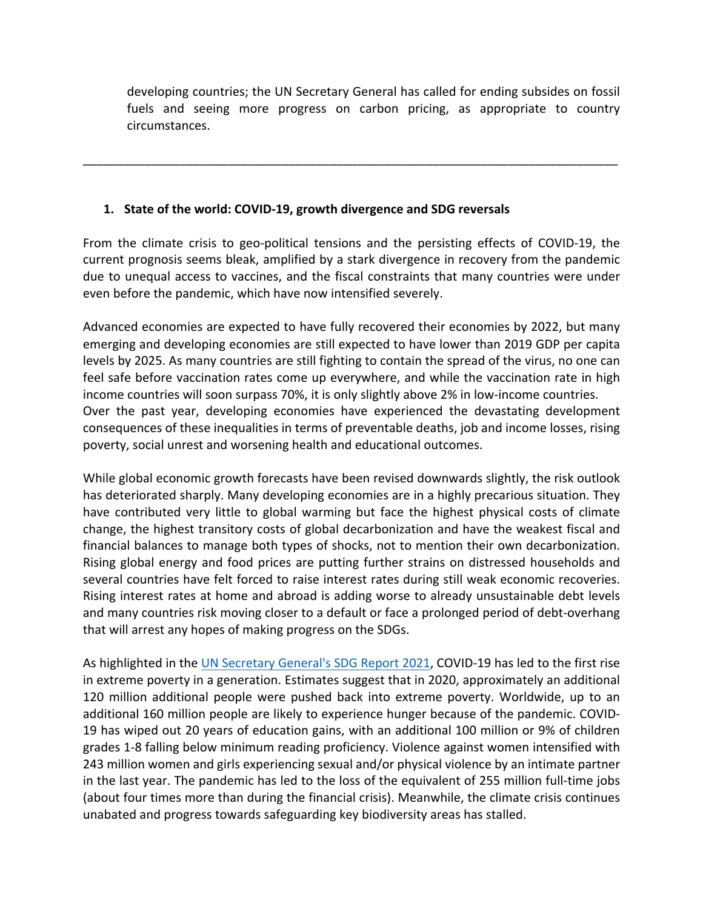developing countries; the UN Secretary General has called for ending subsides on fossil fuels and seeing more progress on carbon pricing, as appropriate to country circumstances.

---

## 1. State of the world: COVID-19, growth divergence and SDG reversals

From the climate crisis to geo-political tensions and the persisting effects of COVID-19, the current prognosis seems bleak, amplified by a stark divergence in recovery from the pandemic due to unequal access to vaccines, and the fiscal constraints that many countries were under even before the pandemic, which have now intensified severely.

Advanced economies are expected to have fully recovered their economies by 2022, but many emerging and developing economies are still expected to have lower than 2019 GDP per capita levels by 2025. As many countries are still fighting to contain the spread of the virus, no one can feel safe before vaccination rates come up everywhere, and while the vaccination rate in high income countries will soon surpass 70%, it is only slightly above 2% in low-income countries.
Over the past year, developing economies have experienced the devastating development consequences of these inequalities in terms of preventable deaths, job and income losses, rising poverty, social unrest and worsening health and educational outcomes.

While global economic growth forecasts have been revised downwards slightly, the risk outlook has deteriorated sharply. Many developing economies are in a highly precarious situation. They have contributed very little to global warming but face the highest physical costs of climate change, the highest transitory costs of global decarbonization and have the weakest fiscal and financial balances to manage both types of shocks, not to mention their own decarbonization. Rising global energy and food prices are putting further strains on distressed households and several countries have felt forced to raise interest rates during still weak economic recoveries. Rising interest rates at home and abroad is adding worse to already unsustainable debt levels and many countries risk moving closer to a default or face a prolonged period of debt-overhang that will arrest any hopes of making progress on the SDGs.

As highlighted in the [UN Secretary General's SDG Report 2021](), COVID-19 has led to the first rise in extreme poverty in a generation. Estimates suggest that in 2020, approximately an additional 120 million additional people were pushed back into extreme poverty. Worldwide, up to an additional 160 million people are likely to experience hunger because of the pandemic. COVID-19 has wiped out 20 years of education gains, with an additional 100 million or 9% of children grades 1-8 falling below minimum reading proficiency. Violence against women intensified with 243 million women and girls experiencing sexual and/or physical violence by an intimate partner in the last year. The pandemic has led to the loss of the equivalent of 255 million full-time jobs (about four times more than during the financial crisis). Meanwhile, the climate crisis continues unabated and progress towards safeguarding key biodiversity areas has stalled.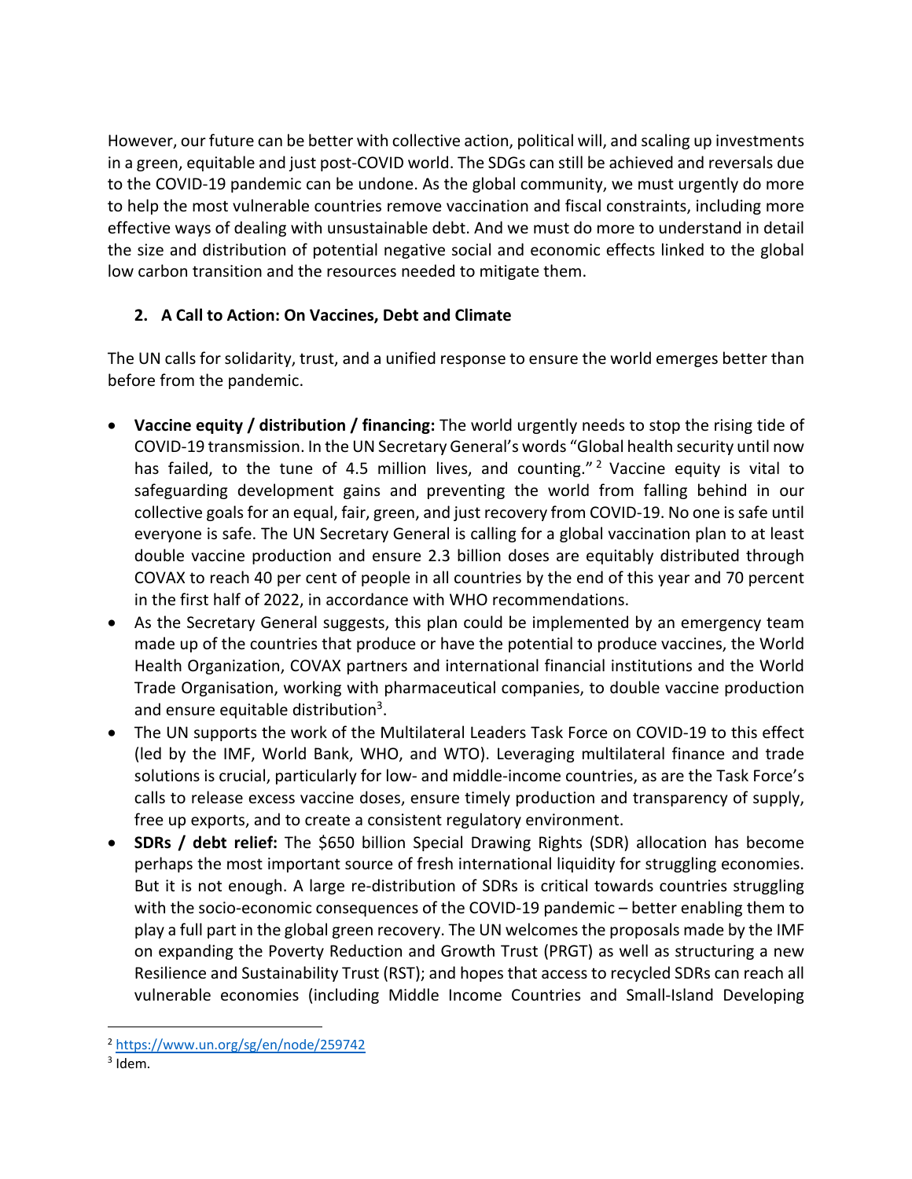However, our future can be better with collective action, political will, and scaling up investments in a green, equitable and just post-COVID world. The SDGs can still be achieved and reversals due to the COVID-19 pandemic can be undone. As the global community, we must urgently do more to help the most vulnerable countries remove vaccination and fiscal constraints, including more effective ways of dealing with unsustainable debt. And we must do more to understand in detail the size and distribution of potential negative social and economic effects linked to the global low carbon transition and the resources needed to mitigate them.

## 2. A Call to Action: On Vaccines, Debt and Climate

The UN calls for solidarity, trust, and a unified response to ensure the world emerges better than before from the pandemic.

- **Vaccine equity / distribution / financing:** The world urgently needs to stop the rising tide of COVID-19 transmission. In the UN Secretary General's words "Global health security until now has failed, to the tune of 4.5 million lives, and counting."[2] Vaccine equity is vital to safeguarding development gains and preventing the world from falling behind in our collective goals for an equal, fair, green, and just recovery from COVID-19. No one is safe until everyone is safe. The UN Secretary General is calling for a global vaccination plan to at least double vaccine production and ensure 2.3 billion doses are equitably distributed through COVAX to reach 40 per cent of people in all countries by the end of this year and 70 percent in the first half of 2022, in accordance with WHO recommendations.
- As the Secretary General suggests, this plan could be implemented by an emergency team made up of the countries that produce or have the potential to produce vaccines, the World Health Organization, COVAX partners and international financial institutions and the World Trade Organisation, working with pharmaceutical companies, to double vaccine production and ensure equitable distribution[3].
- The UN supports the work of the Multilateral Leaders Task Force on COVID-19 to this effect (led by the IMF, World Bank, WHO, and WTO). Leveraging multilateral finance and trade solutions is crucial, particularly for low- and middle-income countries, as are the Task Force's calls to release excess vaccine doses, ensure timely production and transparency of supply, free up exports, and to create a consistent regulatory environment.
- **SDRs / debt relief:** The $650 billion Special Drawing Rights (SDR) allocation has become perhaps the most important source of fresh international liquidity for struggling economies. But it is not enough. A large re-distribution of SDRs is critical towards countries struggling with the socio-economic consequences of the COVID-19 pandemic – better enabling them to play a full part in the global green recovery. The UN welcomes the proposals made by the IMF on expanding the Poverty Reduction and Growth Trust (PRGT) as well as structuring a new Resilience and Sustainability Trust (RST); and hopes that access to recycled SDRs can reach all vulnerable economies (including Middle Income Countries and Small-Island Developing

[2] https://www.un.org/sg/en/node/259742

[3] Idem.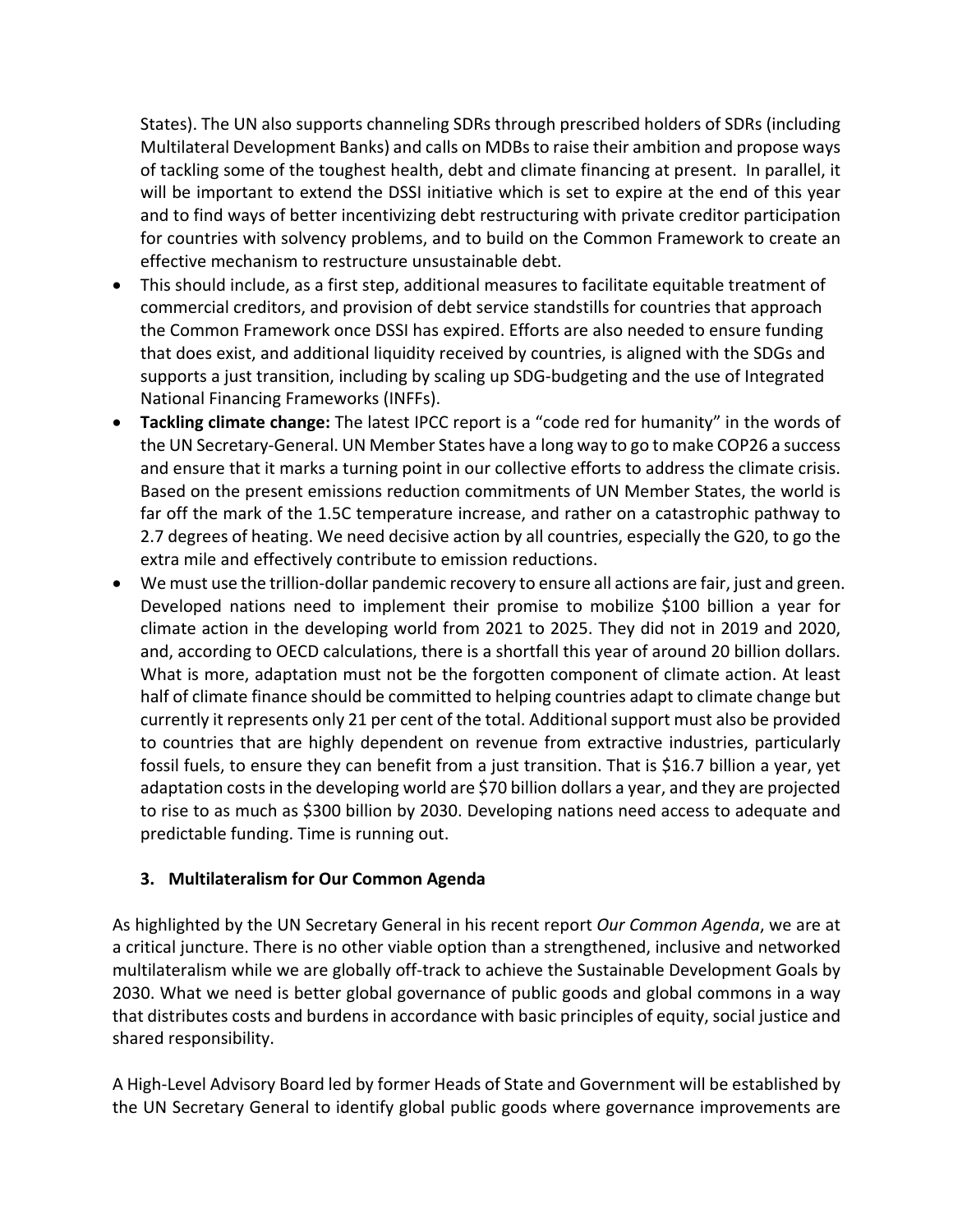States). The UN also supports channeling SDRs through prescribed holders of SDRs (including Multilateral Development Banks) and calls on MDBs to raise their ambition and propose ways of tackling some of the toughest health, debt and climate financing at present. In parallel, it will be important to extend the DSSI initiative which is set to expire at the end of this year and to find ways of better incentivizing debt restructuring with private creditor participation for countries with solvency problems, and to build on the Common Framework to create an effective mechanism to restructure unsustainable debt.

- This should include, as a first step, additional measures to facilitate equitable treatment of commercial creditors, and provision of debt service standstills for countries that approach the Common Framework once DSSI has expired. Efforts are also needed to ensure funding that does exist, and additional liquidity received by countries, is aligned with the SDGs and supports a just transition, including by scaling up SDG-budgeting and the use of Integrated National Financing Frameworks (INFFs).
- **Tackling climate change:** The latest IPCC report is a "code red for humanity" in the words of the UN Secretary-General. UN Member States have a long way to go to make COP26 a success and ensure that it marks a turning point in our collective efforts to address the climate crisis. Based on the present emissions reduction commitments of UN Member States, the world is far off the mark of the 1.5C temperature increase, and rather on a catastrophic pathway to 2.7 degrees of heating. We need decisive action by all countries, especially the G20, to go the extra mile and effectively contribute to emission reductions.
- We must use the trillion-dollar pandemic recovery to ensure all actions are fair, just and green. Developed nations need to implement their promise to mobilize \$100 billion a year for climate action in the developing world from 2021 to 2025. They did not in 2019 and 2020, and, according to OECD calculations, there is a shortfall this year of around 20 billion dollars. What is more, adaptation must not be the forgotten component of climate action. At least half of climate finance should be committed to helping countries adapt to climate change but currently it represents only 21 per cent of the total. Additional support must also be provided to countries that are highly dependent on revenue from extractive industries, particularly fossil fuels, to ensure they can benefit from a just transition. That is \$16.7 billion a year, yet adaptation costs in the developing world are \$70 billion dollars a year, and they are projected to rise to as much as \$300 billion by 2030. Developing nations need access to adequate and predictable funding. Time is running out.

### 3. Multilateralism for Our Common Agenda

As highlighted by the UN Secretary General in his recent report *Our Common Agenda*, we are at a critical juncture. There is no other viable option than a strengthened, inclusive and networked multilateralism while we are globally off-track to achieve the Sustainable Development Goals by 2030. What we need is better global governance of public goods and global commons in a way that distributes costs and burdens in accordance with basic principles of equity, social justice and shared responsibility.

A High-Level Advisory Board led by former Heads of State and Government will be established by the UN Secretary General to identify global public goods where governance improvements are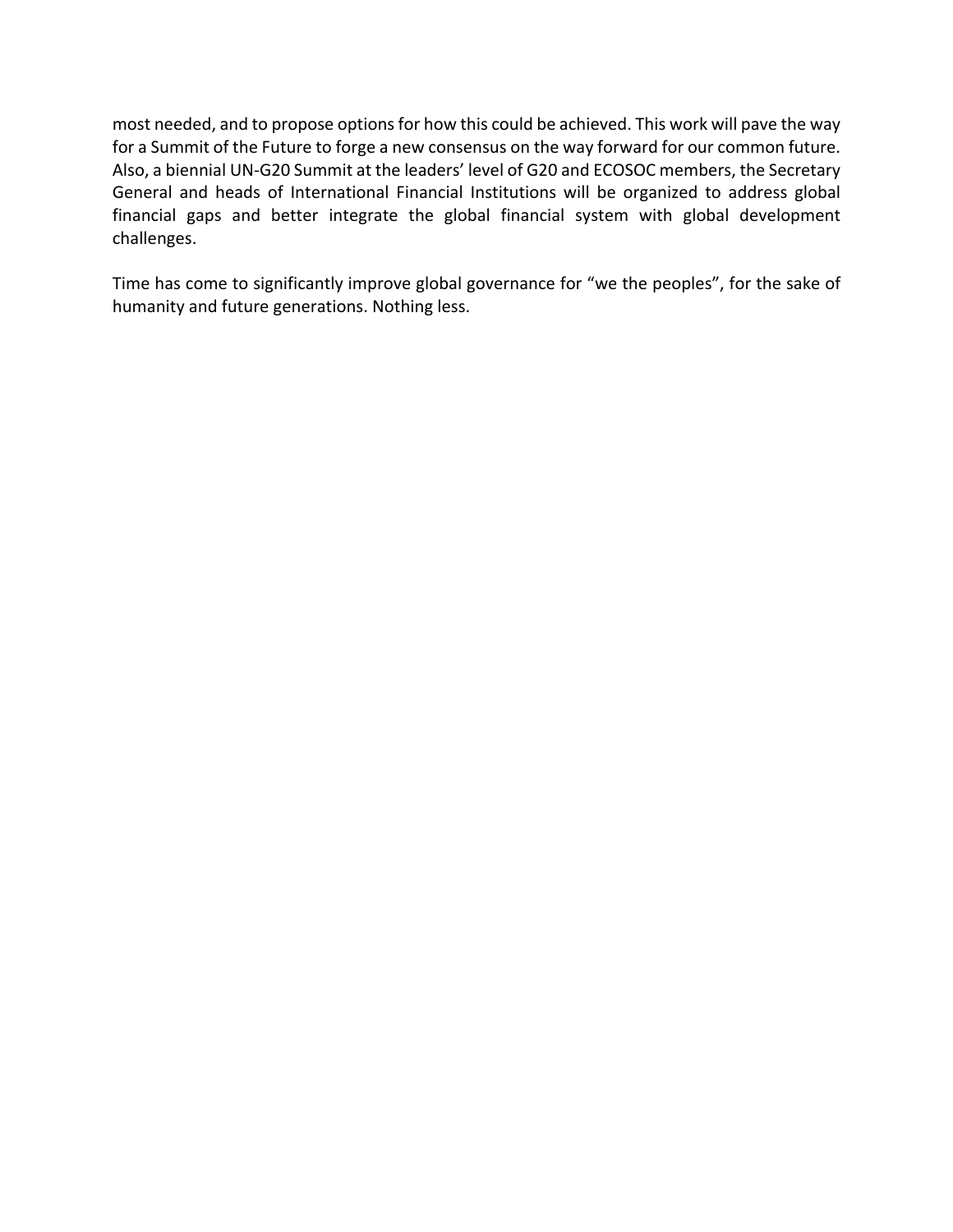most needed, and to propose options for how this could be achieved. This work will pave the way for a Summit of the Future to forge a new consensus on the way forward for our common future. Also, a biennial UN-G20 Summit at the leaders' level of G20 and ECOSOC members, the Secretary General and heads of International Financial Institutions will be organized to address global financial gaps and better integrate the global financial system with global development challenges.

Time has come to significantly improve global governance for "we the peoples", for the sake of humanity and future generations. Nothing less.